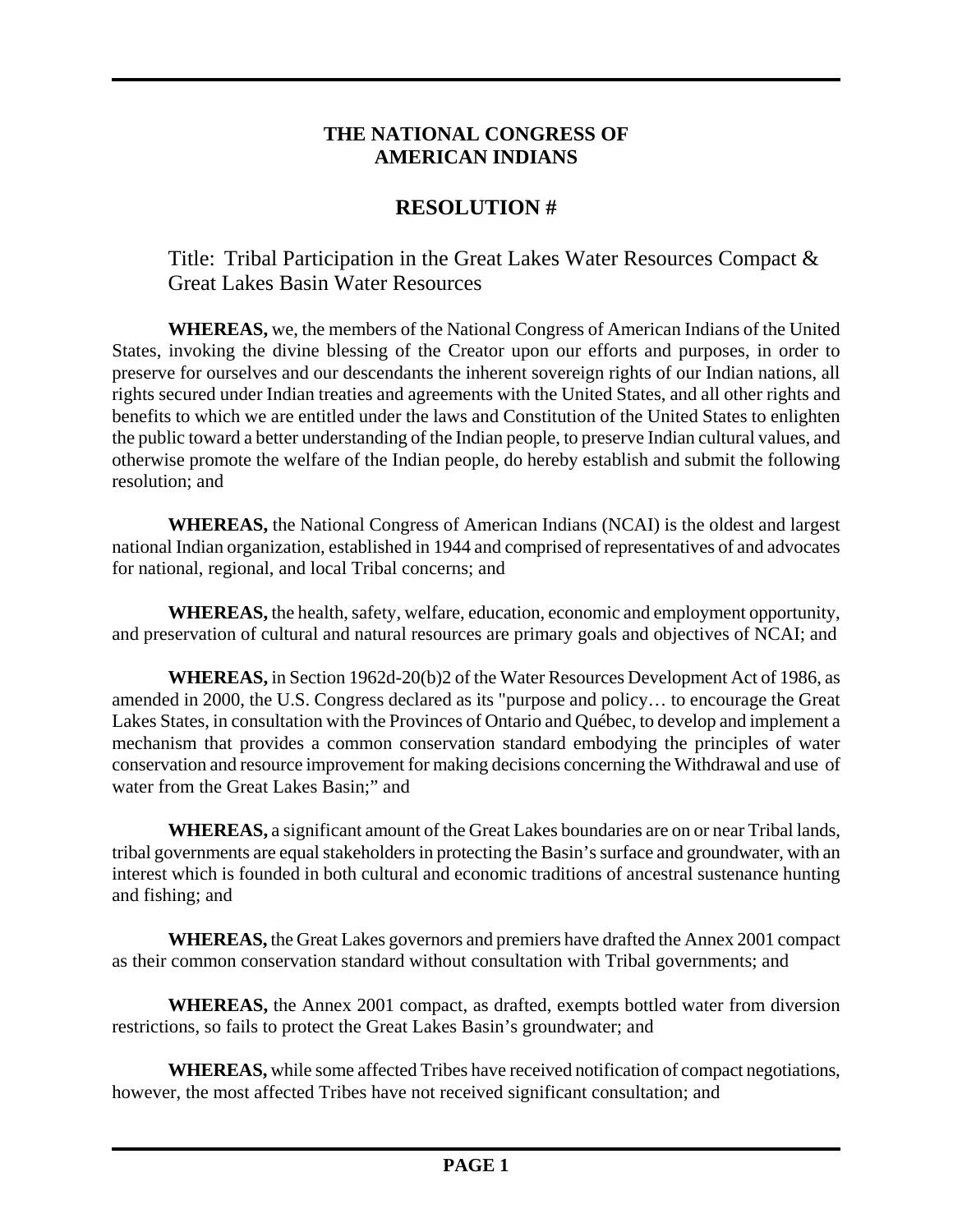# THE NATIONAL CONGRESS OF AMERICAN INDIANS

## RESOLUTION #

Title: Tribal Participation in the Great Lakes Water Resources Compact & Great Lakes Basin Water Resources

**WHEREAS,** we, the members of the National Congress of American Indians of the United States, invoking the divine blessing of the Creator upon our efforts and purposes, in order to preserve for ourselves and our descendants the inherent sovereign rights of our Indian nations, all rights secured under Indian treaties and agreements with the United States, and all other rights and benefits to which we are entitled under the laws and Constitution of the United States to enlighten the public toward a better understanding of the Indian people, to preserve Indian cultural values, and otherwise promote the welfare of the Indian people, do hereby establish and submit the following resolution; and

**WHEREAS,** the National Congress of American Indians (NCAI) is the oldest and largest national Indian organization, established in 1944 and comprised of representatives of and advocates for national, regional, and local Tribal concerns; and

**WHEREAS,** the health, safety, welfare, education, economic and employment opportunity, and preservation of cultural and natural resources are primary goals and objectives of NCAI; and

**WHEREAS,** in Section 1962d-20(b)2 of the Water Resources Development Act of 1986, as amended in 2000, the U.S. Congress declared as its "purpose and policy… to encourage the Great Lakes States, in consultation with the Provinces of Ontario and Québec, to develop and implement a mechanism that provides a common conservation standard embodying the principles of water conservation and resource improvement for making decisions concerning the Withdrawal and use of water from the Great Lakes Basin;" and

**WHEREAS,** a significant amount of the Great Lakes boundaries are on or near Tribal lands, tribal governments are equal stakeholders in protecting the Basin's surface and groundwater, with an interest which is founded in both cultural and economic traditions of ancestral sustenance hunting and fishing; and

**WHEREAS,** the Great Lakes governors and premiers have drafted the Annex 2001 compact as their common conservation standard without consultation with Tribal governments; and

**WHEREAS,** the Annex 2001 compact, as drafted, exempts bottled water from diversion restrictions, so fails to protect the Great Lakes Basin's groundwater; and

**WHEREAS,** while some affected Tribes have received notification of compact negotiations, however, the most affected Tribes have not received significant consultation; and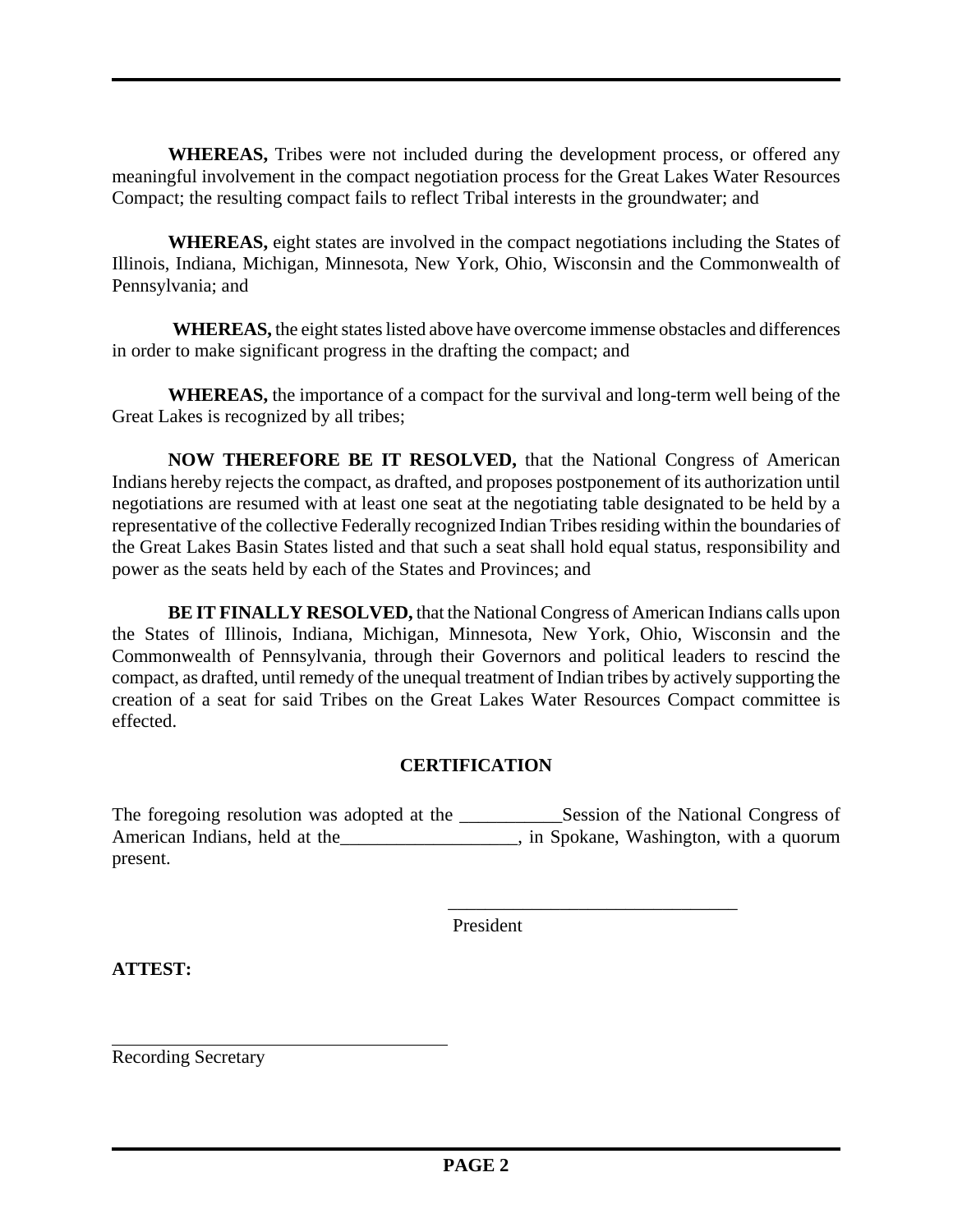**WHEREAS,** Tribes were not included during the development process, or offered any meaningful involvement in the compact negotiation process for the Great Lakes Water Resources Compact; the resulting compact fails to reflect Tribal interests in the groundwater; and

**WHEREAS,** eight states are involved in the compact negotiations including the States of Illinois, Indiana, Michigan, Minnesota, New York, Ohio, Wisconsin and the Commonwealth of Pennsylvania; and

**WHEREAS,** the eight states listed above have overcome immense obstacles and differences in order to make significant progress in the drafting the compact; and

**WHEREAS,** the importance of a compact for the survival and long-term well being of the Great Lakes is recognized by all tribes;

**NOW THEREFORE BE IT RESOLVED,** that the National Congress of American Indians hereby rejects the compact, as drafted, and proposes postponement of its authorization until negotiations are resumed with at least one seat at the negotiating table designated to be held by a representative of the collective Federally recognized Indian Tribes residing within the boundaries of the Great Lakes Basin States listed and that such a seat shall hold equal status, responsibility and power as the seats held by each of the States and Provinces; and

**BE IT FINALLY RESOLVED,** that the National Congress of American Indians calls upon the States of Illinois, Indiana, Michigan, Minnesota, New York, Ohio, Wisconsin and the Commonwealth of Pennsylvania, through their Governors and political leaders to rescind the compact, as drafted, until remedy of the unequal treatment of Indian tribes by actively supporting the creation of a seat for said Tribes on the Great Lakes Water Resources Compact committee is effected.

## CERTIFICATION

The foregoing resolution was adopted at the ___________Session of the National Congress of American Indians, held at the___________________, in Spokane, Washington, with a quorum present.

_______________________________
President

**ATTEST:**

_______________________________
Recording Secretary